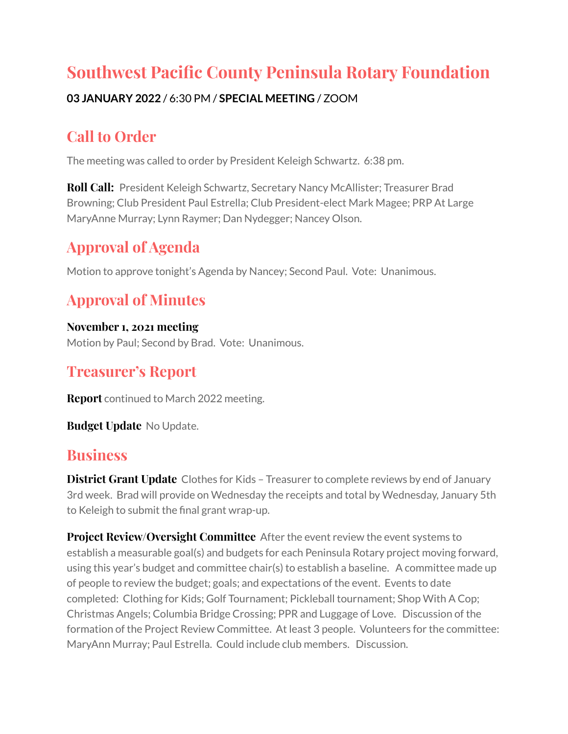# Southwest Pacific County Peninsula Rotary Foundation

**03 JANUARY 2022** / 6:30 PM / **SPECIAL MEETING** / ZOOM

## Call to Order

The meeting was called to order by President Keleigh Schwartz. 6:38 pm.

**Roll Call:** President Keleigh Schwartz, Secretary Nancy McAllister; Treasurer Brad Browning; Club President Paul Estrella; Club President-elect Mark Magee; PRP At Large MaryAnne Murray; Lynn Raymer; Dan Nydegger; Nancey Olson.

## Approval of Agenda

Motion to approve tonight's Agenda by Nancey; Second Paul. Vote: Unanimous.

## Approval of Minutes

**November 1, 2021 meeting**
Motion by Paul; Second by Brad. Vote: Unanimous.

## Treasurer's Report

**Report** continued to March 2022 meeting.

**Budget Update** No Update.

## Business

**District Grant Update** Clothes for Kids – Treasurer to complete reviews by end of January 3rd week. Brad will provide on Wednesday the receipts and total by Wednesday, January 5th to Keleigh to submit the final grant wrap-up.

**Project Review/Oversight Committee** After the event review the event systems to establish a measurable goal(s) and budgets for each Peninsula Rotary project moving forward, using this year's budget and committee chair(s) to establish a baseline. A committee made up of people to review the budget; goals; and expectations of the event. Events to date completed: Clothing for Kids; Golf Tournament; Pickleball tournament; Shop With A Cop; Christmas Angels; Columbia Bridge Crossing; PPR and Luggage of Love. Discussion of the formation of the Project Review Committee. At least 3 people. Volunteers for the committee: MaryAnn Murray; Paul Estrella. Could include club members. Discussion.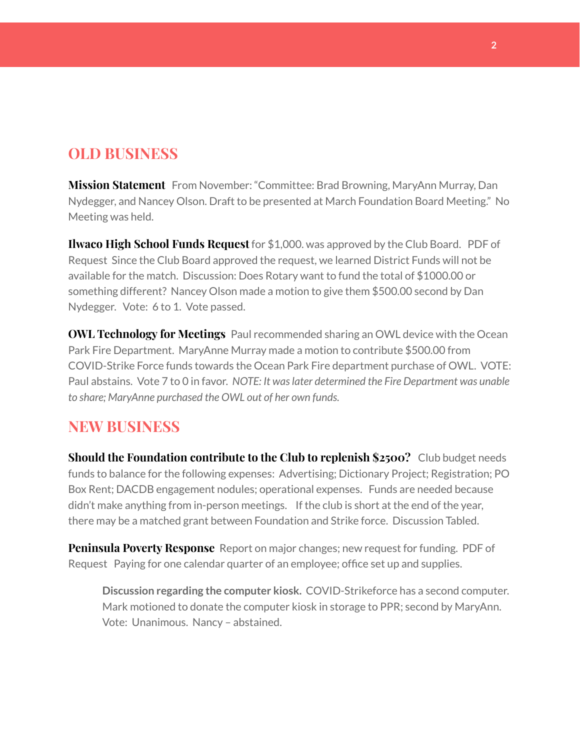## OLD BUSINESS

**Mission Statement** From November: "Committee: Brad Browning, MaryAnn Murray, Dan Nydegger, and Nancey Olson. Draft to be presented at March Foundation Board Meeting." No Meeting was held.

**Ilwaco High School Funds Request** for $1,000. was approved by the Club Board. PDF of Request Since the Club Board approved the request, we learned District Funds will not be available for the match. Discussion: Does Rotary want to fund the total of $1000.00 or something different? Nancy Olson made a motion to give them $500.00 second by Dan Nydegger. Vote: 6 to 1. Vote passed.

**OWL Technology for Meetings** Paul recommended sharing an OWL device with the Ocean Park Fire Department. MaryAnne Murray made a motion to contribute $500.00 from COVID-Strike Force funds towards the Ocean Park Fire department purchase of OWL. VOTE: Paul abstains. Vote 7 to 0 in favor. *NOTE: It was later determined the Fire Department was unable to share; MaryAnne purchased the OWL out of her own funds.*

## NEW BUSINESS

**Should the Foundation contribute to the Club to replenish $2500?** Club budget needs funds to balance for the following expenses: Advertising; Dictionary Project; Registration; PO Box Rent; DACDB engagement nodules; operational expenses. Funds are needed because didn't make anything from in-person meetings. If the club is short at the end of the year, there may be a matched grant between Foundation and Strike force. Discussion Tabled.

**Peninsula Poverty Response** Report on major changes; new request for funding. PDF of Request Paying for one calendar quarter of an employee; office set up and supplies.

> **Discussion regarding the computer kiosk.** COVID-Strikeforce has a second computer. Mark motioned to donate the computer kiosk in storage to PPR; second by MaryAnn. Vote: Unanimous. Nancy – abstained.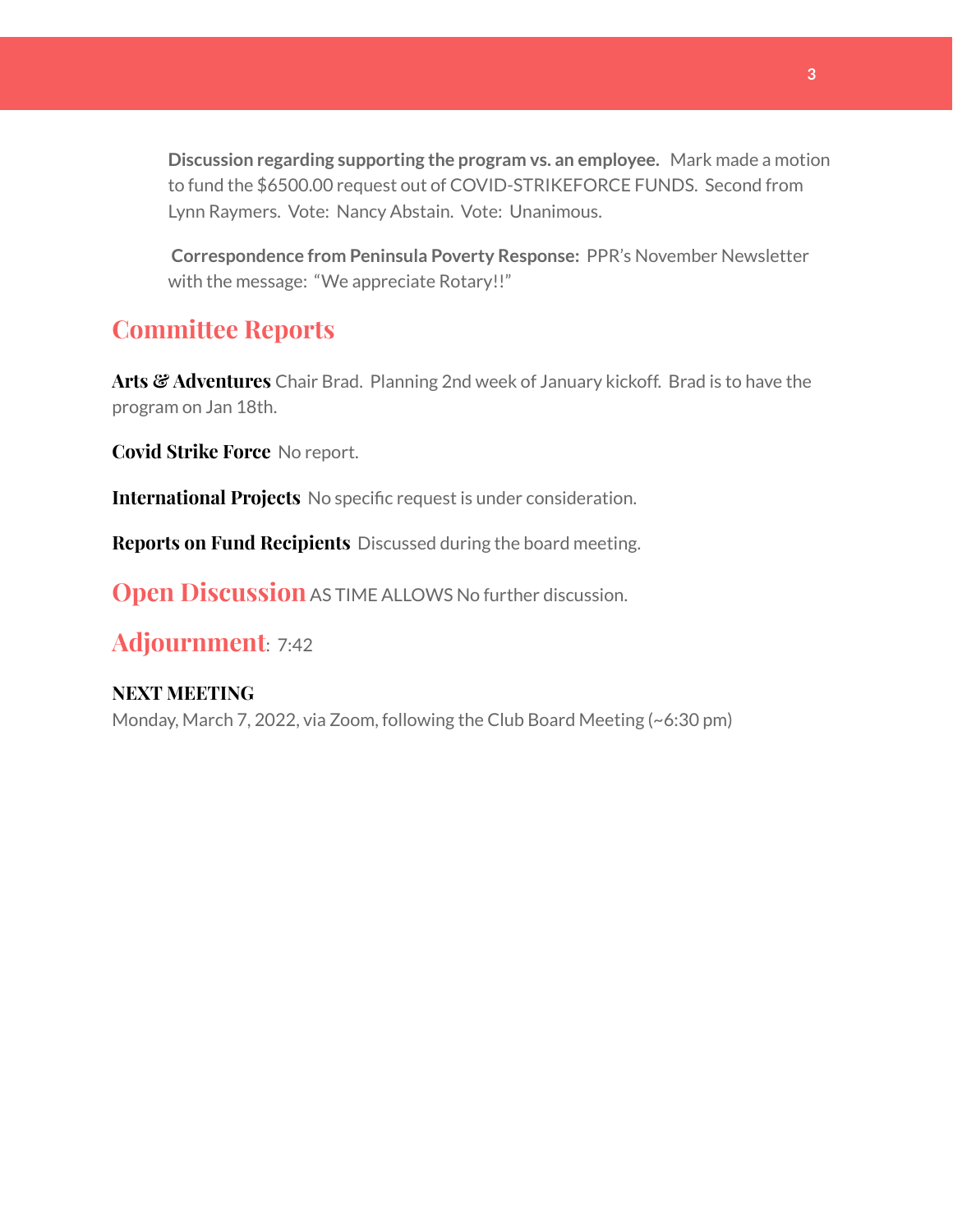**Discussion regarding supporting the program vs. an employee.** Mark made a motion to fund the $6500.00 request out of COVID-STRIKEFORCE FUNDS. Second from Lynn Raymers. Vote: Nancy Abstain. Vote: Unanimous.

**Correspondence from Peninsula Poverty Response:** PPR's November Newsletter with the message: "We appreciate Rotary!!"

## Committee Reports

**Arts & Adventures** Chair Brad. Planning 2nd week of January kickoff. Brad is to have the program on Jan 18th.

**Covid Strike Force** No report.

**International Projects** No specific request is under consideration.

**Reports on Fund Recipients** Discussed during the board meeting.

## Open Discussion

AS TIME ALLOWS No further discussion.

## Adjournment

: 7:42

**NEXT MEETING**
Monday, March 7, 2022, via Zoom, following the Club Board Meeting (~6:30 pm)